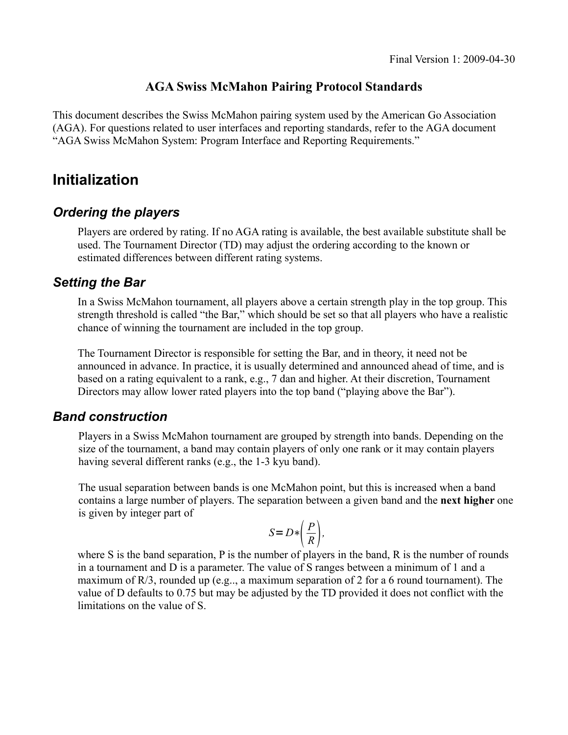Final Version 1: 2009-04-30

# AGA Swiss McMahon Pairing Protocol Standards

This document describes the Swiss McMahon pairing system used by the American Go Association (AGA). For questions related to user interfaces and reporting standards, refer to the AGA document "AGA Swiss McMahon System: Program Interface and Reporting Requirements."

## Initialization

### *Ordering the players*

Players are ordered by rating. If no AGA rating is available, the best available substitute shall be used. The Tournament Director (TD) may adjust the ordering according to the known or estimated differences between different rating systems.

### *Setting the Bar*

In a Swiss McMahon tournament, all players above a certain strength play in the top group. This strength threshold is called "the Bar," which should be set so that all players who have a realistic chance of winning the tournament are included in the top group.

The Tournament Director is responsible for setting the Bar, and in theory, it need not be announced in advance. In practice, it is usually determined and announced ahead of time, and is based on a rating equivalent to a rank, e.g., 7 dan and higher. At their discretion, Tournament Directors may allow lower rated players into the top band ("playing above the Bar").

### *Band construction*

Players in a Swiss McMahon tournament are grouped by strength into bands. Depending on the size of the tournament, a band may contain players of only one rank or it may contain players having several different ranks (e.g., the 1-3 kyu band).

The usual separation between bands is one McMahon point, but this is increased when a band contains a large number of players. The separation between a given band and the **next higher** one is given by integer part of

$$S = D * \left(\frac{P}{R}\right),$$

where S is the band separation, P is the number of players in the band, R is the number of rounds in a tournament and D is a parameter. The value of S ranges between a minimum of 1 and a maximum of R/3, rounded up (e.g.., a maximum separation of 2 for a 6 round tournament). The value of D defaults to 0.75 but may be adjusted by the TD provided it does not conflict with the limitations on the value of S.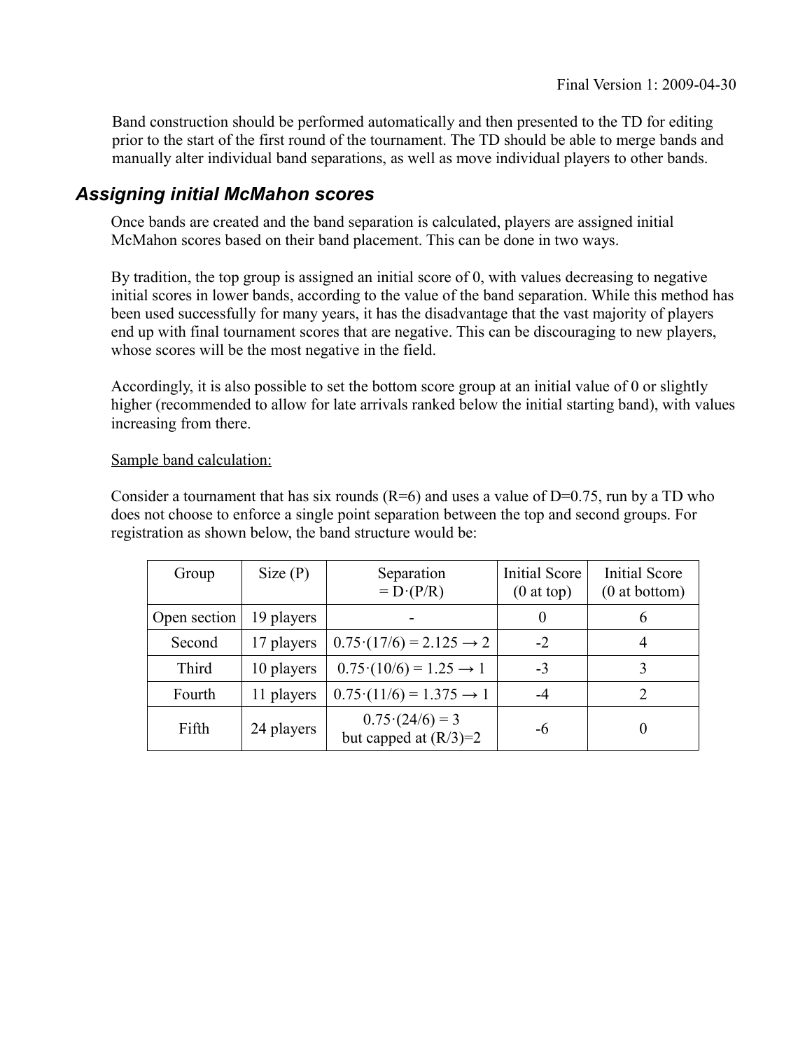Band construction should be performed automatically and then presented to the TD for editing prior to the start of the first round of the tournament. The TD should be able to merge bands and manually alter individual band separations, as well as move individual players to other bands.

## *Assigning initial McMahon scores*

Once bands are created and the band separation is calculated, players are assigned initial McMahon scores based on their band placement. This can be done in two ways.

By tradition, the top group is assigned an initial score of 0, with values decreasing to negative initial scores in lower bands, according to the value of the band separation. While this method has been used successfully for many years, it has the disadvantage that the vast majority of players end up with final tournament scores that are negative. This can be discouraging to new players, whose scores will be the most negative in the field.

Accordingly, it is also possible to set the bottom score group at an initial value of 0 or slightly higher (recommended to allow for late arrivals ranked below the initial starting band), with values increasing from there.

Sample band calculation:

Consider a tournament that has six rounds (R=6) and uses a value of D=0.75, run by a TD who does not choose to enforce a single point separation between the top and second groups. For registration as shown below, the band structure would be:

| Group | Size (P) | Separation = D·(P/R) | Initial Score (0 at top) | Initial Score (0 at bottom) |
| --- | --- | --- | --- | --- |
| Open section | 19 players | - | 0 | 6 |
| Second | 17 players | 0.75·(17/6) = 2.125 → 2 | -2 | 4 |
| Third | 10 players | 0.75·(10/6) = 1.25 → 1 | -3 | 3 |
| Fourth | 11 players | 0.75·(11/6) = 1.375 → 1 | -4 | 2 |
| Fifth | 24 players | 0.75·(24/6) = 3 but capped at (R/3)=2 | -6 | 0 |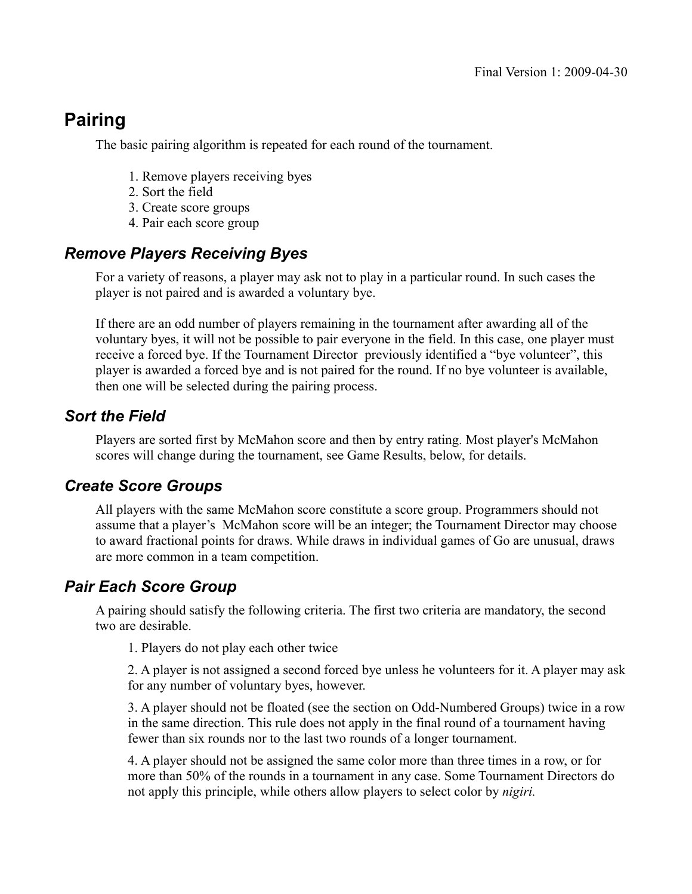## Pairing

The basic pairing algorithm is repeated for each round of the tournament.

1. Remove players receiving byes
2. Sort the field
3. Create score groups
4. Pair each score group

### *Remove Players Receiving Byes*

For a variety of reasons, a player may ask not to play in a particular round. In such cases the player is not paired and is awarded a voluntary bye.

If there are an odd number of players remaining in the tournament after awarding all of the voluntary byes, it will not be possible to pair everyone in the field. In this case, one player must receive a forced bye. If the Tournament Director previously identified a "bye volunteer", this player is awarded a forced bye and is not paired for the round. If no bye volunteer is available, then one will be selected during the pairing process.

### *Sort the Field*

Players are sorted first by McMahon score and then by entry rating. Most player's McMahon scores will change during the tournament, see Game Results, below, for details.

### *Create Score Groups*

All players with the same McMahon score constitute a score group. Programmers should not assume that a player's McMahon score will be an integer; the Tournament Director may choose to award fractional points for draws. While draws in individual games of Go are unusual, draws are more common in a team competition.

### *Pair Each Score Group*

A pairing should satisfy the following criteria. The first two criteria are mandatory, the second two are desirable.

1. Players do not play each other twice

2. A player is not assigned a second forced bye unless he volunteers for it. A player may ask for any number of voluntary byes, however.

3. A player should not be floated (see the section on Odd-Numbered Groups) twice in a row in the same direction. This rule does not apply in the final round of a tournament having fewer than six rounds nor to the last two rounds of a longer tournament.

4. A player should not be assigned the same color more than three times in a row, or for more than 50% of the rounds in a tournament in any case. Some Tournament Directors do not apply this principle, while others allow players to select color by *nigiri.*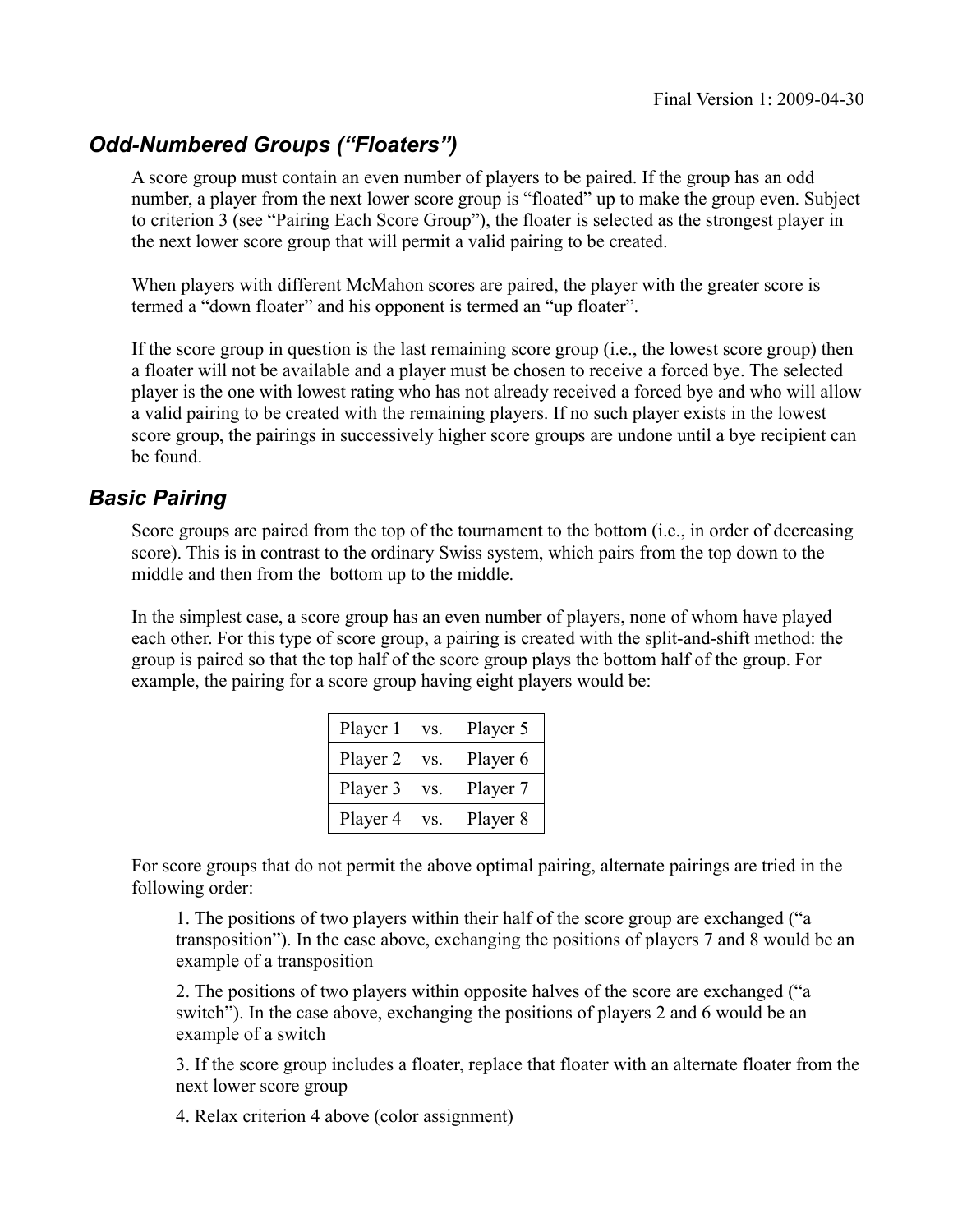## *Odd-Numbered Groups ("Floaters")*

A score group must contain an even number of players to be paired. If the group has an odd number, a player from the next lower score group is "floated" up to make the group even. Subject to criterion 3 (see "Pairing Each Score Group"), the floater is selected as the strongest player in the next lower score group that will permit a valid pairing to be created.

When players with different McMahon scores are paired, the player with the greater score is termed a "down floater" and his opponent is termed an "up floater".

If the score group in question is the last remaining score group (i.e., the lowest score group) then a floater will not be available and a player must be chosen to receive a forced bye. The selected player is the one with lowest rating who has not already received a forced bye and who will allow a valid pairing to be created with the remaining players. If no such player exists in the lowest score group, the pairings in successively higher score groups are undone until a bye recipient can be found.

## *Basic Pairing*

Score groups are paired from the top of the tournament to the bottom (i.e., in order of decreasing score). This is in contrast to the ordinary Swiss system, which pairs from the top down to the middle and then from the bottom up to the middle.

In the simplest case, a score group has an even number of players, none of whom have played each other. For this type of score group, a pairing is created with the split-and-shift method: the group is paired so that the top half of the score group plays the bottom half of the group. For example, the pairing for a score group having eight players would be:

| Player 1 | vs. | Player 5 |
|---|---|---|
| Player 2 | vs. | Player 6 |
| Player 3 | vs. | Player 7 |
| Player 4 | vs. | Player 8 |

For score groups that do not permit the above optimal pairing, alternate pairings are tried in the following order:

1. The positions of two players within their half of the score group are exchanged ("a transposition"). In the case above, exchanging the positions of players 7 and 8 would be an example of a transposition

2. The positions of two players within opposite halves of the score are exchanged ("a switch"). In the case above, exchanging the positions of players 2 and 6 would be an example of a switch

3. If the score group includes a floater, replace that floater with an alternate floater from the next lower score group

4. Relax criterion 4 above (color assignment)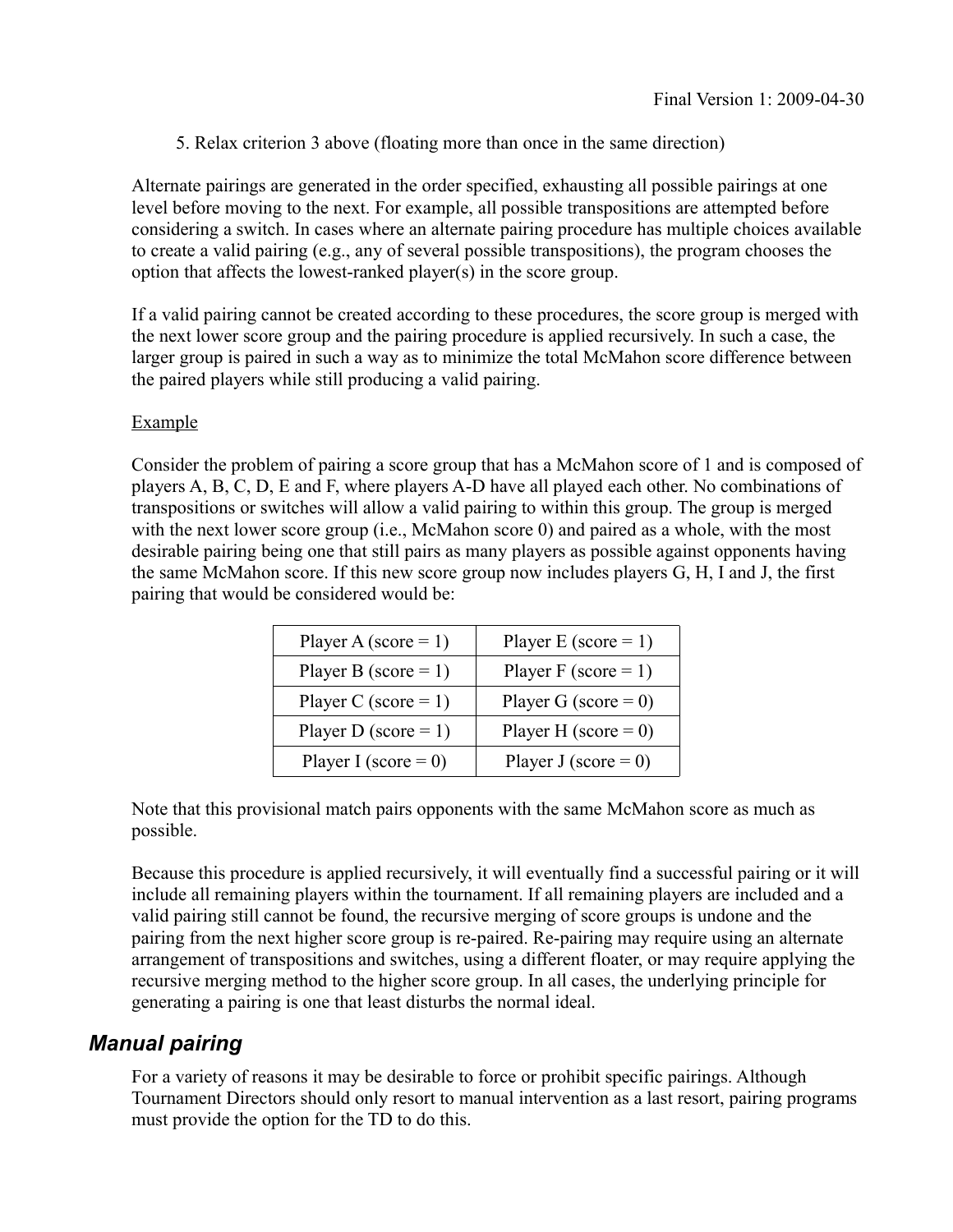5. Relax criterion 3 above (floating more than once in the same direction)

Alternate pairings are generated in the order specified, exhausting all possible pairings at one level before moving to the next. For example, all possible transpositions are attempted before considering a switch. In cases where an alternate pairing procedure has multiple choices available to create a valid pairing (e.g., any of several possible transpositions), the program chooses the option that affects the lowest-ranked player(s) in the score group.

If a valid pairing cannot be created according to these procedures, the score group is merged with the next lower score group and the pairing procedure is applied recursively. In such a case, the larger group is paired in such a way as to minimize the total McMahon score difference between the paired players while still producing a valid pairing.

Example

Consider the problem of pairing a score group that has a McMahon score of 1 and is composed of players A, B, C, D, E and F, where players A-D have all played each other. No combinations of transpositions or switches will allow a valid pairing to within this group. The group is merged with the next lower score group (i.e., McMahon score 0) and paired as a whole, with the most desirable pairing being one that still pairs as many players as possible against opponents having the same McMahon score. If this new score group now includes players G, H, I and J, the first pairing that would be considered would be:

| | |
|---|---|
| Player A (score = 1) | Player E (score = 1) |
| Player B (score = 1) | Player F (score = 1) |
| Player C (score = 1) | Player G (score = 0) |
| Player D (score = 1) | Player H (score = 0) |
| Player I (score = 0) | Player J (score = 0) |

Note that this provisional match pairs opponents with the same McMahon score as much as possible.

Because this procedure is applied recursively, it will eventually find a successful pairing or it will include all remaining players within the tournament. If all remaining players are included and a valid pairing still cannot be found, the recursive merging of score groups is undone and the pairing from the next higher score group is re-paired. Re-pairing may require using an alternate arrangement of transpositions and switches, using a different floater, or may require applying the recursive merging method to the higher score group. In all cases, the underlying principle for generating a pairing is one that least disturbs the normal ideal.

## *Manual pairing*

For a variety of reasons it may be desirable to force or prohibit specific pairings. Although Tournament Directors should only resort to manual intervention as a last resort, pairing programs must provide the option for the TD to do this.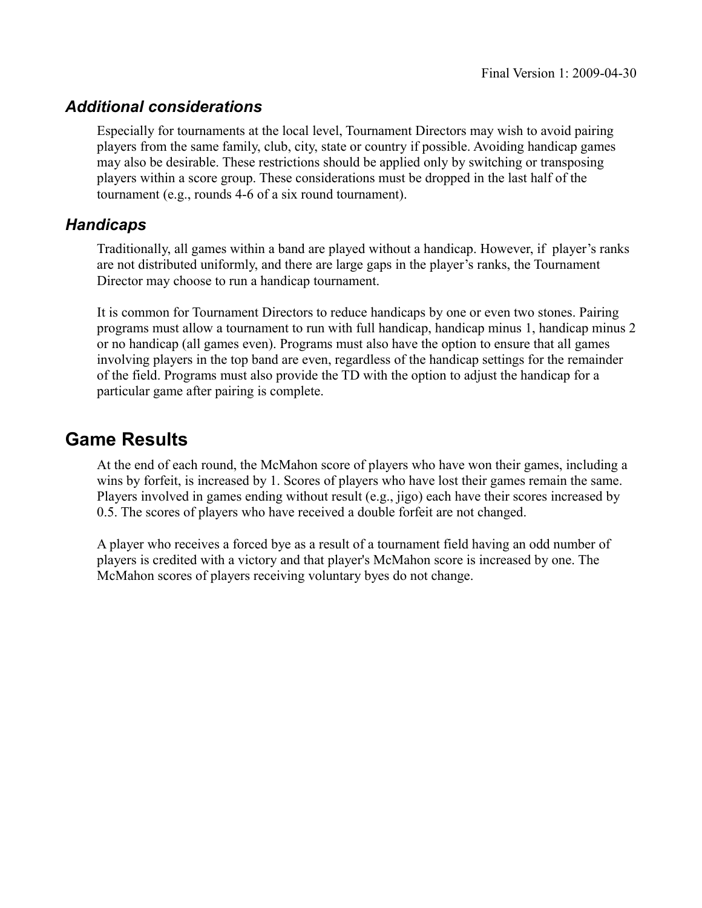### *Additional considerations*

Especially for tournaments at the local level, Tournament Directors may wish to avoid pairing players from the same family, club, city, state or country if possible. Avoiding handicap games may also be desirable. These restrictions should be applied only by switching or transposing players within a score group. These considerations must be dropped in the last half of the tournament (e.g., rounds 4-6 of a six round tournament).

### *Handicaps*

Traditionally, all games within a band are played without a handicap. However, if player's ranks are not distributed uniformly, and there are large gaps in the player's ranks, the Tournament Director may choose to run a handicap tournament.

It is common for Tournament Directors to reduce handicaps by one or even two stones. Pairing programs must allow a tournament to run with full handicap, handicap minus 1, handicap minus 2 or no handicap (all games even). Programs must also have the option to ensure that all games involving players in the top band are even, regardless of the handicap settings for the remainder of the field. Programs must also provide the TD with the option to adjust the handicap for a particular game after pairing is complete.

## Game Results

At the end of each round, the McMahon score of players who have won their games, including a wins by forfeit, is increased by 1. Scores of players who have lost their games remain the same. Players involved in games ending without result (e.g., jigo) each have their scores increased by 0.5. The scores of players who have received a double forfeit are not changed.

A player who receives a forced bye as a result of a tournament field having an odd number of players is credited with a victory and that player's McMahon score is increased by one. The McMahon scores of players receiving voluntary byes do not change.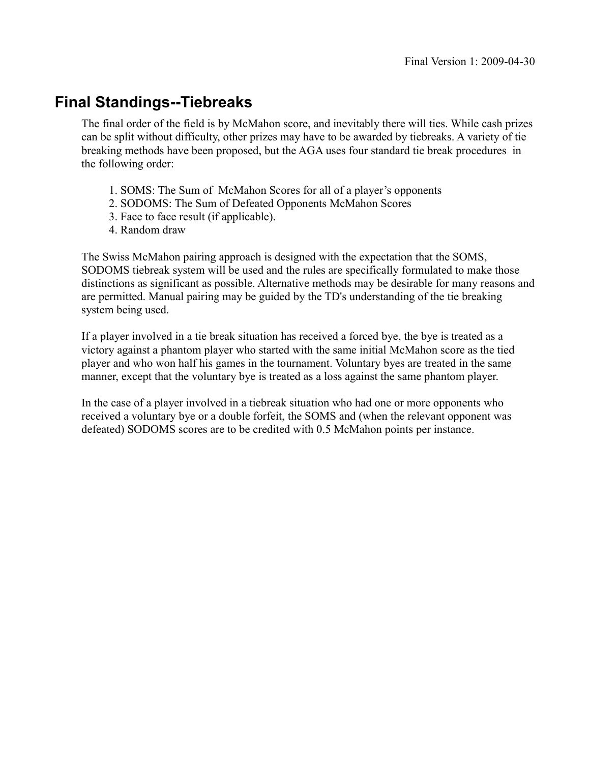## Final Standings--Tiebreaks

The final order of the field is by McMahon score, and inevitably there will ties. While cash prizes can be split without difficulty, other prizes may have to be awarded by tiebreaks. A variety of tie breaking methods have been proposed, but the AGA uses four standard tie break procedures in the following order:

1. SOMS: The Sum of McMahon Scores for all of a player's opponents
2. SODOMS: The Sum of Defeated Opponents McMahon Scores
3. Face to face result (if applicable).
4. Random draw

The Swiss McMahon pairing approach is designed with the expectation that the SOMS, SODOMS tiebreak system will be used and the rules are specifically formulated to make those distinctions as significant as possible. Alternative methods may be desirable for many reasons and are permitted. Manual pairing may be guided by the TD's understanding of the tie breaking system being used.

If a player involved in a tie break situation has received a forced bye, the bye is treated as a victory against a phantom player who started with the same initial McMahon score as the tied player and who won half his games in the tournament. Voluntary byes are treated in the same manner, except that the voluntary bye is treated as a loss against the same phantom player.

In the case of a player involved in a tiebreak situation who had one or more opponents who received a voluntary bye or a double forfeit, the SOMS and (when the relevant opponent was defeated) SODOMS scores are to be credited with 0.5 McMahon points per instance.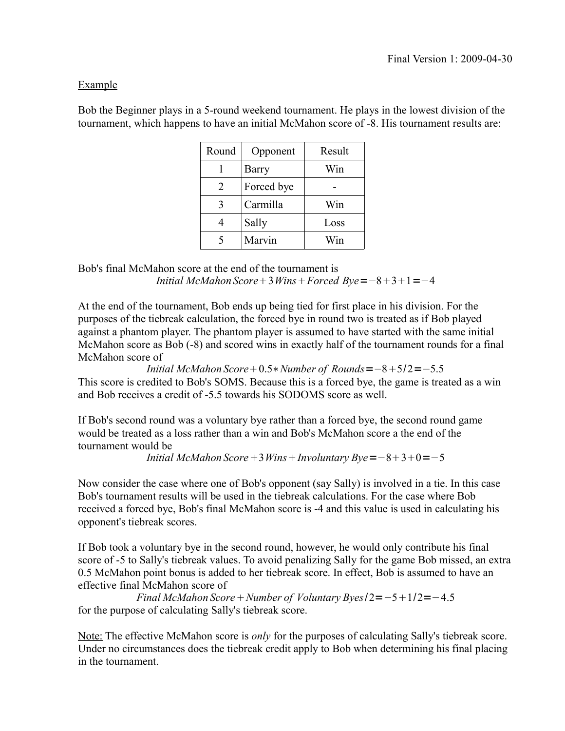Final Version 1: 2009-04-30

Example

Bob the Beginner plays in a 5-round weekend tournament. He plays in the lowest division of the tournament, which happens to have an initial McMahon score of -8. His tournament results are:

| Round | Opponent | Result |
|---|---|---|
| 1 | Barry | Win |
| 2 | Forced bye | - |
| 3 | Carmilla | Win |
| 4 | Sally | Loss |
| 5 | Marvin | Win |

Bob's final McMahon score at the end of the tournament is

$$\textit{Initial McMahon Score} + 3\,\textit{Wins} + \textit{Forced Bye} = -8 + 3 + 1 = -4$$

At the end of the tournament, Bob ends up being tied for first place in his division. For the purposes of the tiebreak calculation, the forced bye in round two is treated as if Bob played against a phantom player. The phantom player is assumed to have started with the same initial McMahon score as Bob (-8) and scored wins in exactly half of the tournament rounds for a final McMahon score of

$$\textit{Initial McMahon Score} + 0.5 * \textit{Number of Rounds} = -8 + 5/2 = -5.5$$

This score is credited to Bob's SOMS. Because this is a forced bye, the game is treated as a win and Bob receives a credit of -5.5 towards his SODOMS score as well.

If Bob's second round was a voluntary bye rather than a forced bye, the second round game would be treated as a loss rather than a win and Bob's McMahon score a the end of the tournament would be

$$\textit{Initial McMahon Score} + 3\,\textit{Wins} + \textit{Involuntary Bye} = -8 + 3 + 0 = -5$$

Now consider the case where one of Bob's opponent (say Sally) is involved in a tie. In this case Bob's tournament results will be used in the tiebreak calculations. For the case where Bob received a forced bye, Bob's final McMahon score is -4 and this value is used in calculating his opponent's tiebreak scores.

If Bob took a voluntary bye in the second round, however, he would only contribute his final score of -5 to Sally's tiebreak values. To avoid penalizing Sally for the game Bob missed, an extra 0.5 McMahon point bonus is added to her tiebreak score. In effect, Bob is assumed to have an effective final McMahon score of

$$\textit{Final McMahon Score} + \textit{Number of Voluntary Byes}/2 = -5 + 1/2 = -4.5$$

for the purpose of calculating Sally's tiebreak score.

Note: The effective McMahon score is *only* for the purposes of calculating Sally's tiebreak score. Under no circumstances does the tiebreak credit apply to Bob when determining his final placing in the tournament.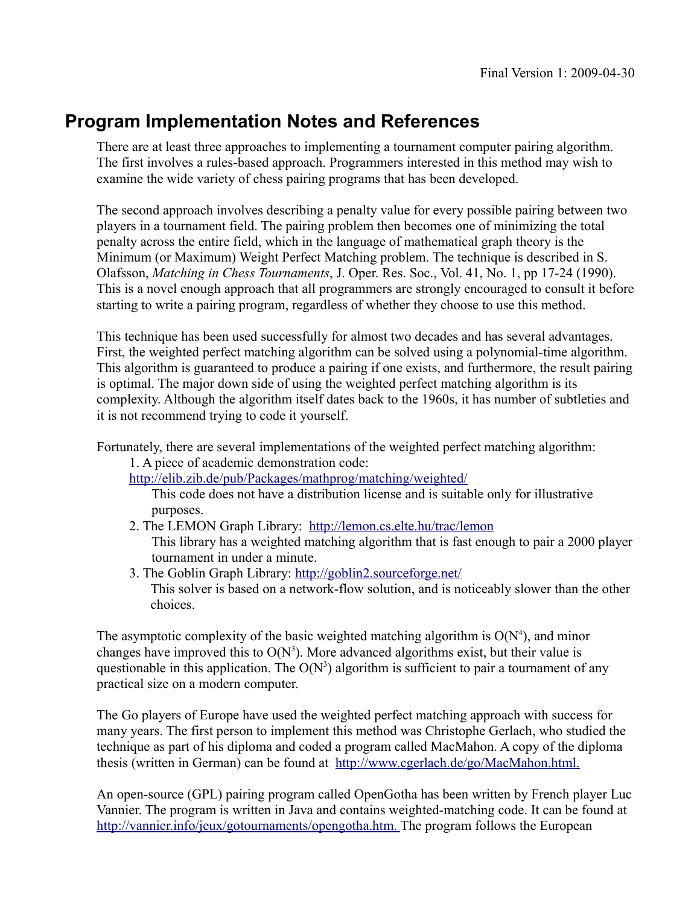Final Version 1: 2009-04-30

## Program Implementation Notes and References

There are at least three approaches to implementing a tournament computer pairing algorithm. The first involves a rules-based approach. Programmers interested in this method may wish to examine the wide variety of chess pairing programs that has been developed.

The second approach involves describing a penalty value for every possible pairing between two players in a tournament field. The pairing problem then becomes one of minimizing the total penalty across the entire field, which in the language of mathematical graph theory is the Minimum (or Maximum) Weight Perfect Matching problem. The technique is described in S. Olafsson, *Matching in Chess Tournaments*, J. Oper. Res. Soc., Vol. 41, No. 1, pp 17-24 (1990). This is a novel enough approach that all programmers are strongly encouraged to consult it before starting to write a pairing program, regardless of whether they choose to use this method.

This technique has been used successfully for almost two decades and has several advantages. First, the weighted perfect matching algorithm can be solved using a polynomial-time algorithm. This algorithm is guaranteed to produce a pairing if one exists, and furthermore, the result pairing is optimal. The major down side of using the weighted perfect matching algorithm is its complexity. Although the algorithm itself dates back to the 1960s, it has number of subtleties and it is not recommend trying to code it yourself.

Fortunately, there are several implementations of the weighted perfect matching algorithm:

1. A piece of academic demonstration code: [http://elib.zib.de/pub/Packages/mathprog/matching/weighted/](http://elib.zib.de/pub/Packages/mathprog/matching/weighted/)
   This code does not have a distribution license and is suitable only for illustrative purposes.
2. The LEMON Graph Library: [http://lemon.cs.elte.hu/trac/lemon](http://lemon.cs.elte.hu/trac/lemon)
   This library has a weighted matching algorithm that is fast enough to pair a 2000 player tournament in under a minute.
3. The Goblin Graph Library: [http://goblin2.sourceforge.net/](http://goblin2.sourceforge.net/)
   This solver is based on a network-flow solution, and is noticeably slower than the other choices.

The asymptotic complexity of the basic weighted matching algorithm is $O(N^4)$, and minor changes have improved this to $O(N^3)$. More advanced algorithms exist, but their value is questionable in this application. The $O(N^3)$ algorithm is sufficient to pair a tournament of any practical size on a modern computer.

The Go players of Europe have used the weighted perfect matching approach with success for many years. The first person to implement this method was Christophe Gerlach, who studied the technique as part of his diploma and coded a program called MacMahon. A copy of the diploma thesis (written in German) can be found at [http://www.cgerlach.de/go/MacMahon.html.](http://www.cgerlach.de/go/MacMahon.html)

An open-source (GPL) pairing program called OpenGotha has been written by French player Luc Vannier. The program is written in Java and contains weighted-matching code. It can be found at [http://vannier.info/jeux/gotournaments/opengotha.htm.](http://vannier.info/jeux/gotournaments/opengotha.htm) The program follows the European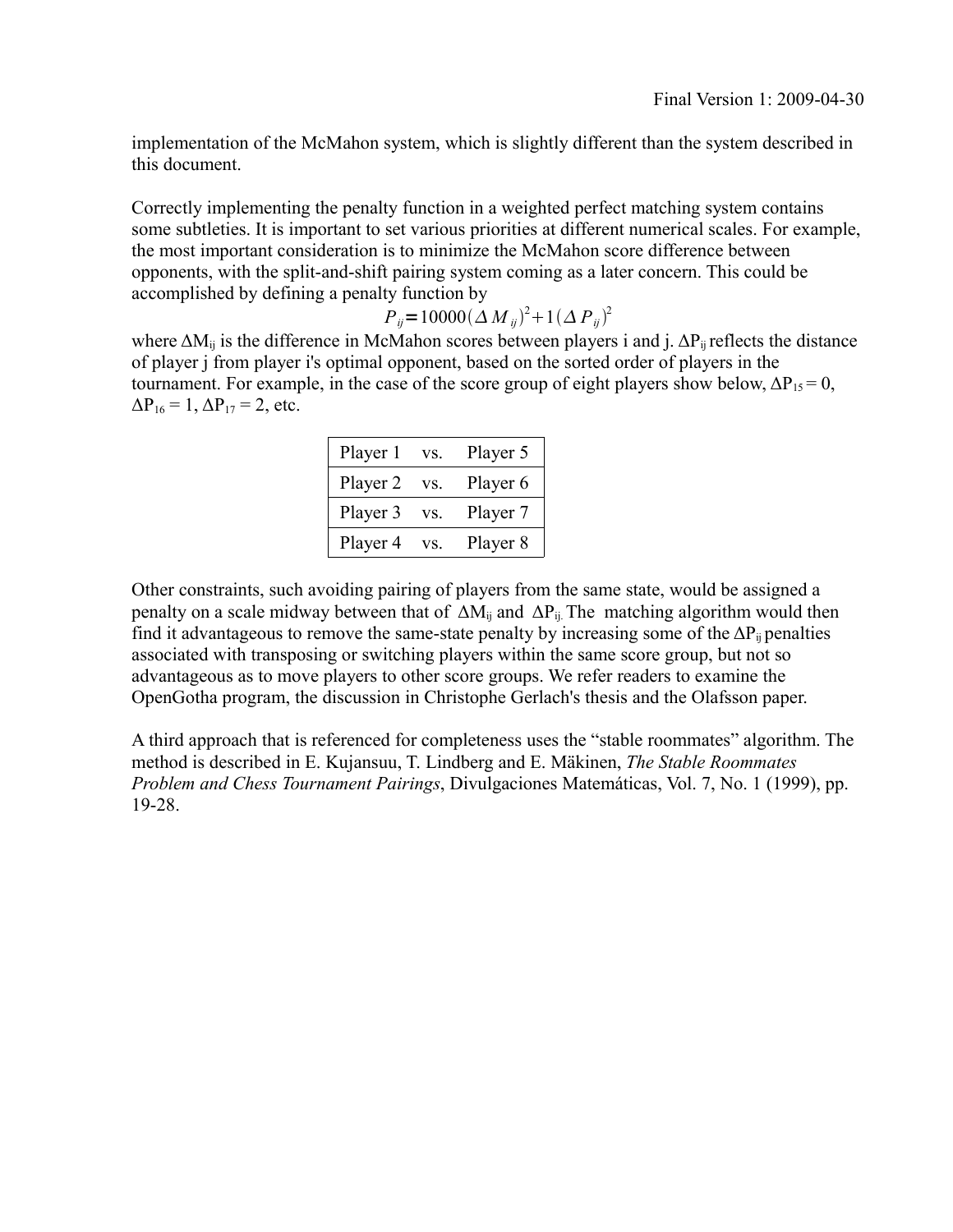implementation of the McMahon system, which is slightly different than the system described in this document.

Correctly implementing the penalty function in a weighted perfect matching system contains some subtleties. It is important to set various priorities at different numerical scales. For example, the most important consideration is to minimize the McMahon score difference between opponents, with the split-and-shift pairing system coming as a later concern. This could be accomplished by defining a penalty function by

$$P_{ij} = 10000(\Delta M_{ij})^2 + 1(\Delta P_{ij})^2$$

where $\Delta M_{ij}$ is the difference in McMahon scores between players i and j. $\Delta P_{ij}$ reflects the distance of player j from player i's optimal opponent, based on the sorted order of players in the tournament. For example, in the case of the score group of eight players show below, $\Delta P_{15} = 0$, $\Delta P_{16} = 1$, $\Delta P_{17} = 2$, etc.

| | | |
|---|---|---|
| Player 1 | vs. | Player 5 |
| Player 2 | vs. | Player 6 |
| Player 3 | vs. | Player 7 |
| Player 4 | vs. | Player 8 |

Other constraints, such avoiding pairing of players from the same state, would be assigned a penalty on a scale midway between that of $\Delta M_{ij}$ and $\Delta P_{ij}$. The matching algorithm would then find it advantageous to remove the same-state penalty by increasing some of the $\Delta P_{ij}$ penalties associated with transposing or switching players within the same score group, but not so advantageous as to move players to other score groups. We refer readers to examine the OpenGotha program, the discussion in Christophe Gerlach's thesis and the Olafsson paper.

A third approach that is referenced for completeness uses the "stable roommates" algorithm. The method is described in E. Kujansuu, T. Lindberg and E. Mäkinen, *The Stable Roommates Problem and Chess Tournament Pairings*, Divulgaciones Matemáticas, Vol. 7, No. 1 (1999), pp. 19-28.